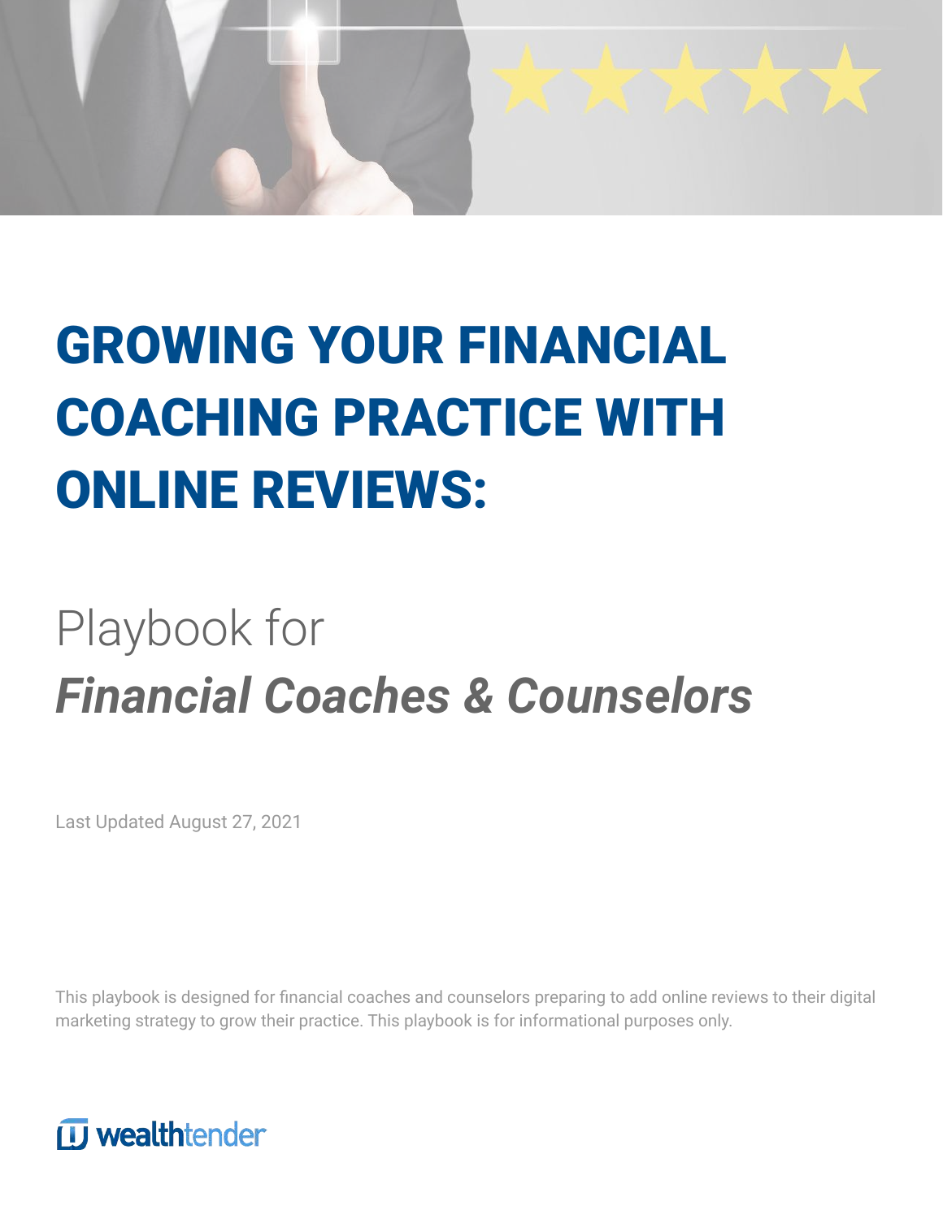# GROWING YOUR FINANCIAL COACHING PRACTICE WITH ONLINE REVIEWS:

## Playbook for *Financial Coaches & Counselors*

Last Updated August 27, 2021

This playbook is designed for financial coaches and counselors preparing to add online reviews to their digital marketing strategy to grow their practice. This playbook is for informational purposes only.

wealthtender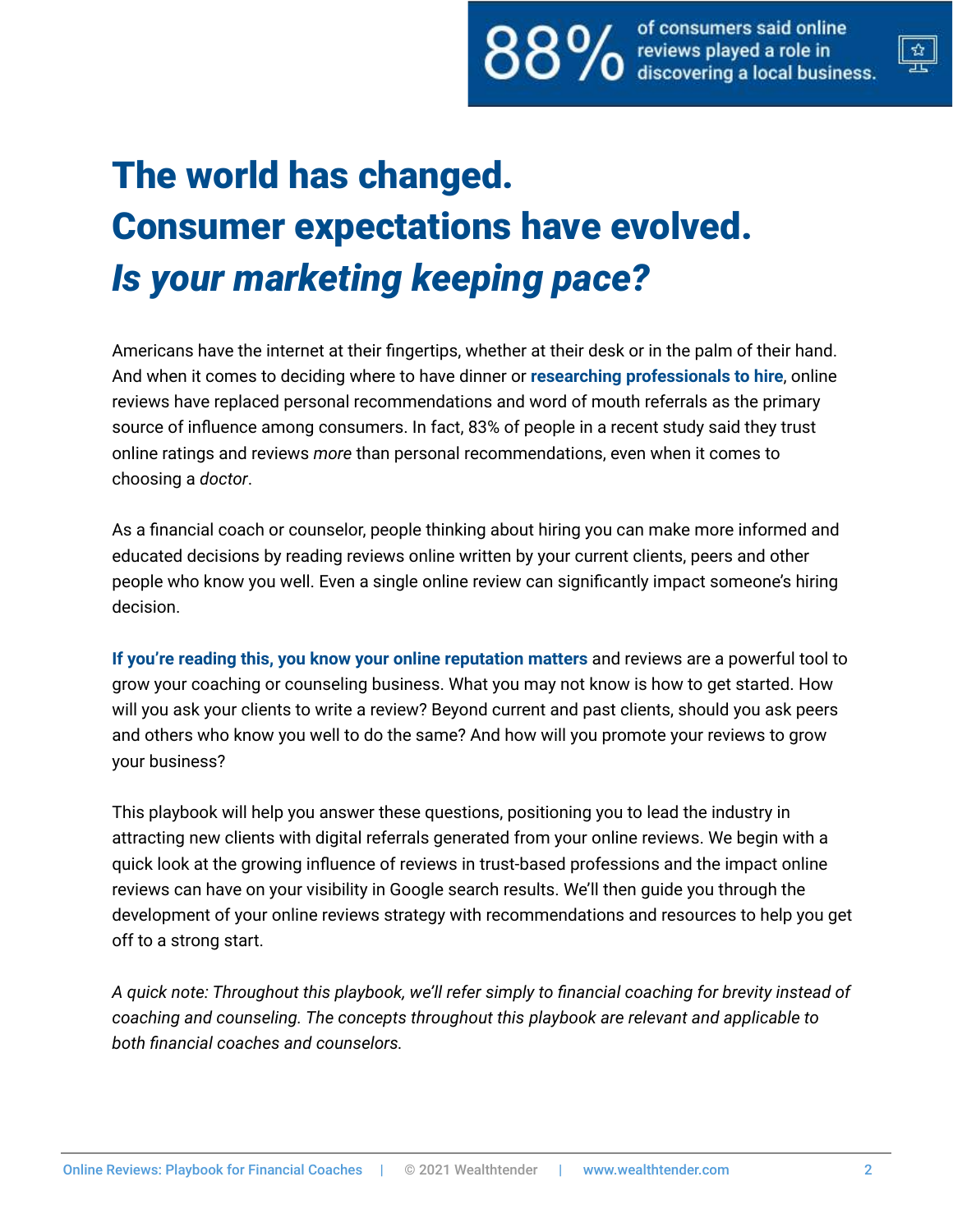**88%** of consumers said online reviews played a role in discovering a local business.

# The world has changed.
# Consumer expectations have evolved.
# *Is your marketing keeping pace?*

Americans have the internet at their fingertips, whether at their desk or in the palm of their hand. And when it comes to deciding where to have dinner or **researching professionals to hire**, online reviews have replaced personal recommendations and word of mouth referrals as the primary source of influence among consumers. In fact, 83% of people in a recent study said they trust online ratings and reviews *more* than personal recommendations, even when it comes to choosing a *doctor*.

As a financial coach or counselor, people thinking about hiring you can make more informed and educated decisions by reading reviews online written by your current clients, peers and other people who know you well. Even a single online review can significantly impact someone's hiring decision.

**If you're reading this, you know your online reputation matters** and reviews are a powerful tool to grow your coaching or counseling business. What you may not know is how to get started. How will you ask your clients to write a review? Beyond current and past clients, should you ask peers and others who know you well to do the same? And how will you promote your reviews to grow your business?

This playbook will help you answer these questions, positioning you to lead the industry in attracting new clients with digital referrals generated from your online reviews. We begin with a quick look at the growing influence of reviews in trust-based professions and the impact online reviews can have on your visibility in Google search results. We'll then guide you through the development of your online reviews strategy with recommendations and resources to help you get off to a strong start.

*A quick note: Throughout this playbook, we'll refer simply to financial coaching for brevity instead of coaching and counseling. The concepts throughout this playbook are relevant and applicable to both financial coaches and counselors.*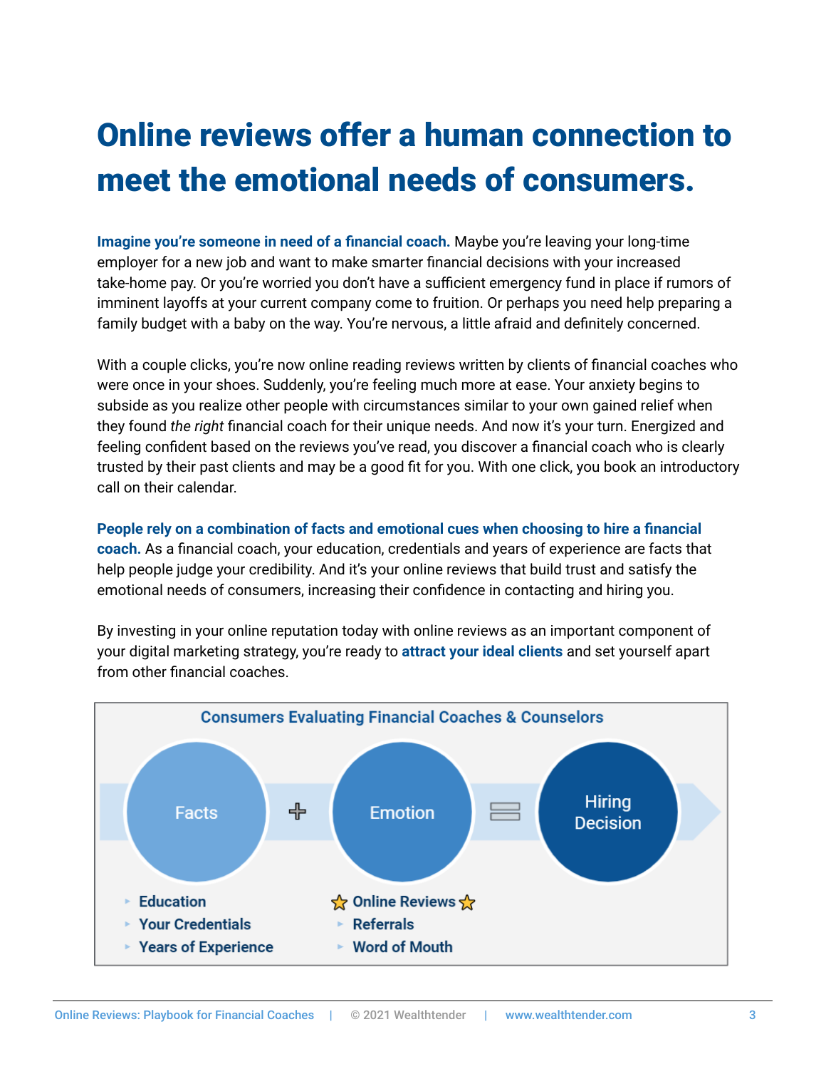# Online reviews offer a human connection to meet the emotional needs of consumers.

**Imagine you're someone in need of a financial coach.** Maybe you're leaving your long-time employer for a new job and want to make smarter financial decisions with your increased take-home pay. Or you're worried you don't have a sufficient emergency fund in place if rumors of imminent layoffs at your current company come to fruition. Or perhaps you need help preparing a family budget with a baby on the way. You're nervous, a little afraid and definitely concerned.

With a couple clicks, you're now online reading reviews written by clients of financial coaches who were once in your shoes. Suddenly, you're feeling much more at ease. Your anxiety begins to subside as you realize other people with circumstances similar to your own gained relief when they found *the right* financial coach for their unique needs. And now it's your turn. Energized and feeling confident based on the reviews you've read, you discover a financial coach who is clearly trusted by their past clients and may be a good fit for you. With one click, you book an introductory call on their calendar.

**People rely on a combination of facts and emotional cues when choosing to hire a financial coach.** As a financial coach, your education, credentials and years of experience are facts that help people judge your credibility. And it's your online reviews that build trust and satisfy the emotional needs of consumers, increasing their confidence in contacting and hiring you.

By investing in your online reputation today with online reviews as an important component of your digital marketing strategy, you're ready to **attract your ideal clients** and set yourself apart from other financial coaches.

**Consumers Evaluating Financial Coaches & Counselors**

Facts + Emotion = Hiring Decision

**Facts**
- Education
- Your Credentials
- Years of Experience

**Emotion**
- ⭐ Online Reviews ⭐
- Referrals
- Word of Mouth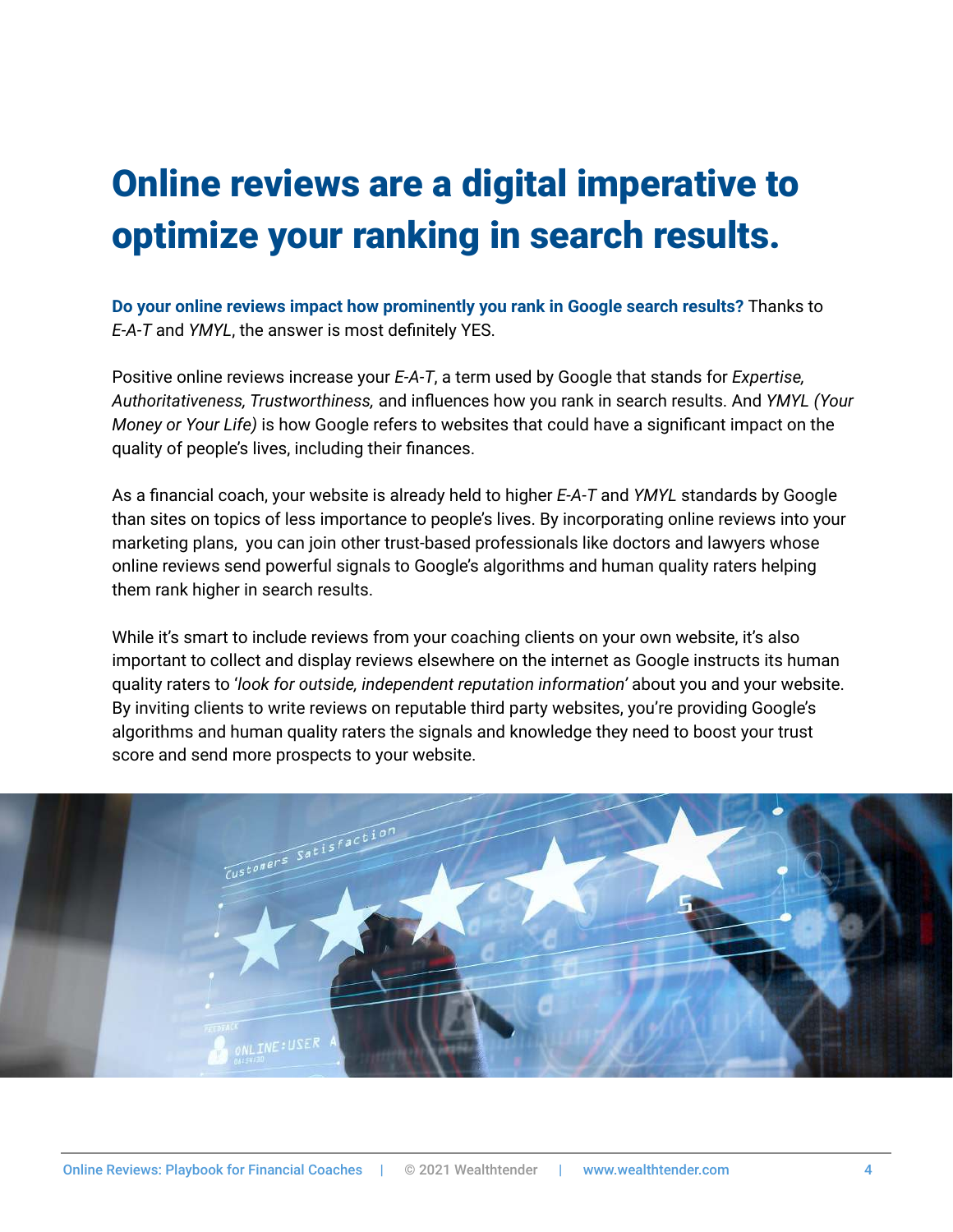# Online reviews are a digital imperative to optimize your ranking in search results.

**Do your online reviews impact how prominently you rank in Google search results?** Thanks to *E-A-T* and *YMYL*, the answer is most definitely YES.

Positive online reviews increase your *E-A-T*, a term used by Google that stands for *Expertise, Authoritativeness, Trustworthiness,* and influences how you rank in search results. And *YMYL (Your Money or Your Life)* is how Google refers to websites that could have a significant impact on the quality of people's lives, including their finances.

As a financial coach, your website is already held to higher *E-A-T* and *YMYL* standards by Google than sites on topics of less importance to people's lives. By incorporating online reviews into your marketing plans, you can join other trust-based professionals like doctors and lawyers whose online reviews send powerful signals to Google's algorithms and human quality raters helping them rank higher in search results.

While it's smart to include reviews from your coaching clients on your own website, it's also important to collect and display reviews elsewhere on the internet as Google instructs its human quality raters to '*look for outside, independent reputation information*' about you and your website. By inviting clients to write reviews on reputable third party websites, you're providing Google's algorithms and human quality raters the signals and knowledge they need to boost your trust score and send more prospects to your website.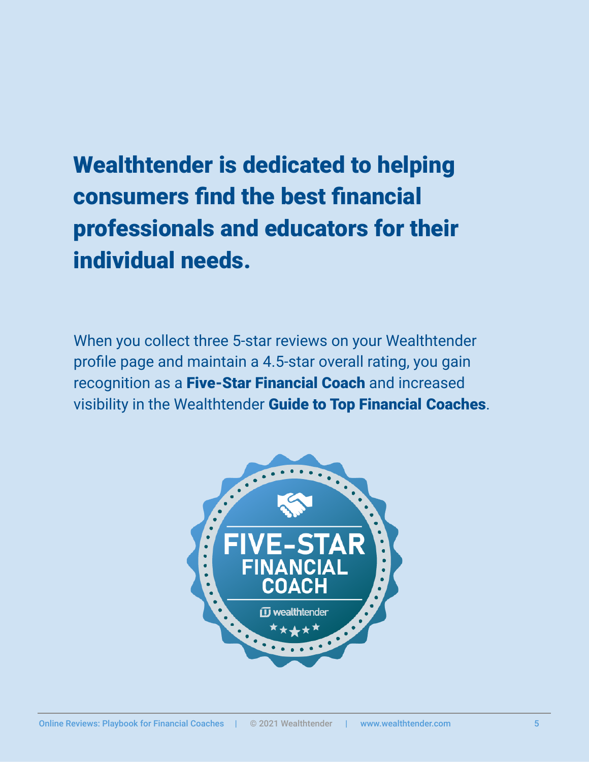## Wealthtender is dedicated to helping consumers find the best financial professionals and educators for their individual needs.

When you collect three 5-star reviews on your Wealthtender profile page and maintain a 4.5-star overall rating, you gain recognition as a **Five-Star Financial Coach** and increased visibility in the Wealthtender **Guide to Top Financial Coaches**.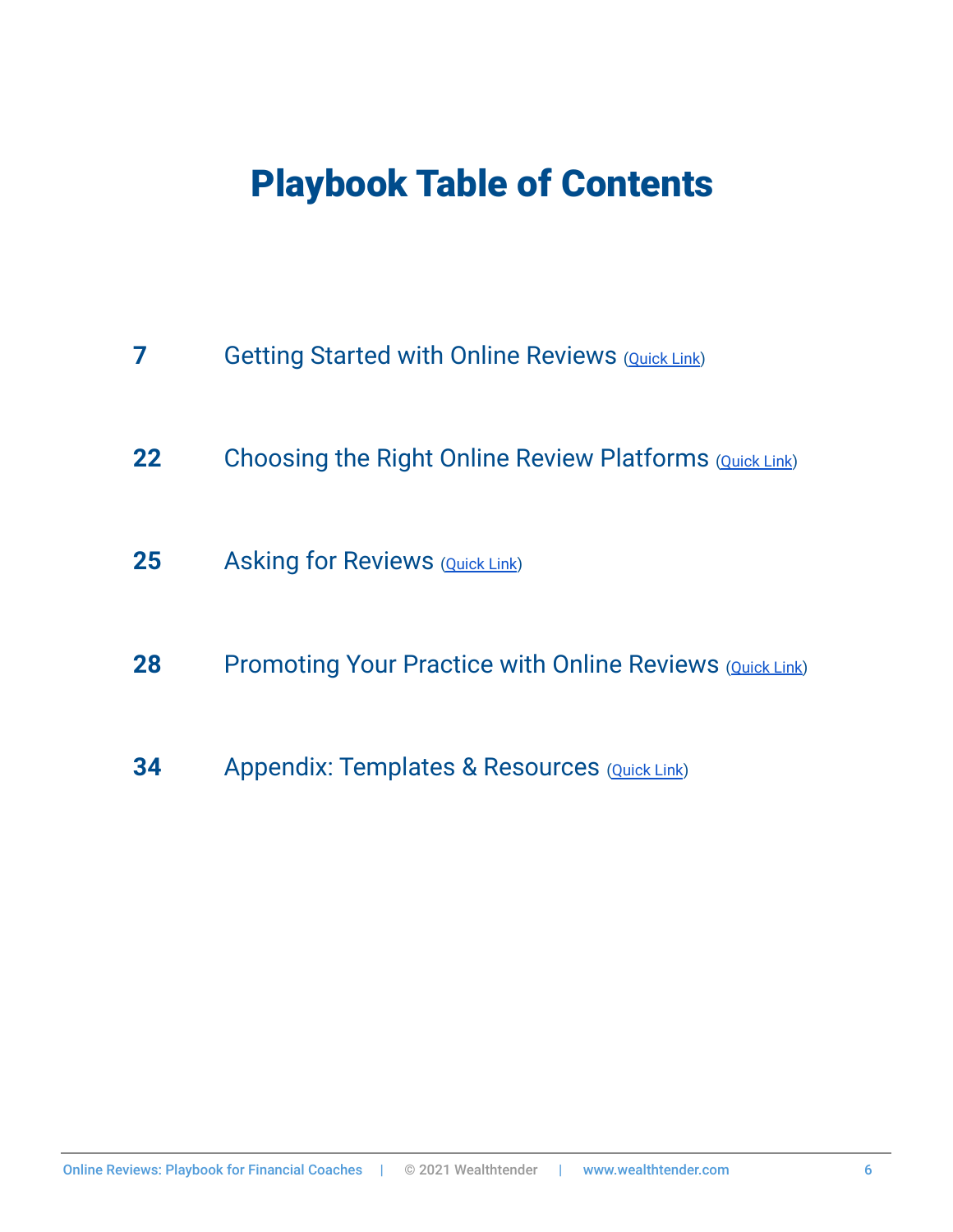# Playbook Table of Contents

| | |
|---|---|
| **7** | Getting Started with Online Reviews (Quick Link) |
| **22** | Choosing the Right Online Review Platforms (Quick Link) |
| **25** | Asking for Reviews (Quick Link) |
| **28** | Promoting Your Practice with Online Reviews (Quick Link) |
| **34** | Appendix: Templates & Resources (Quick Link) |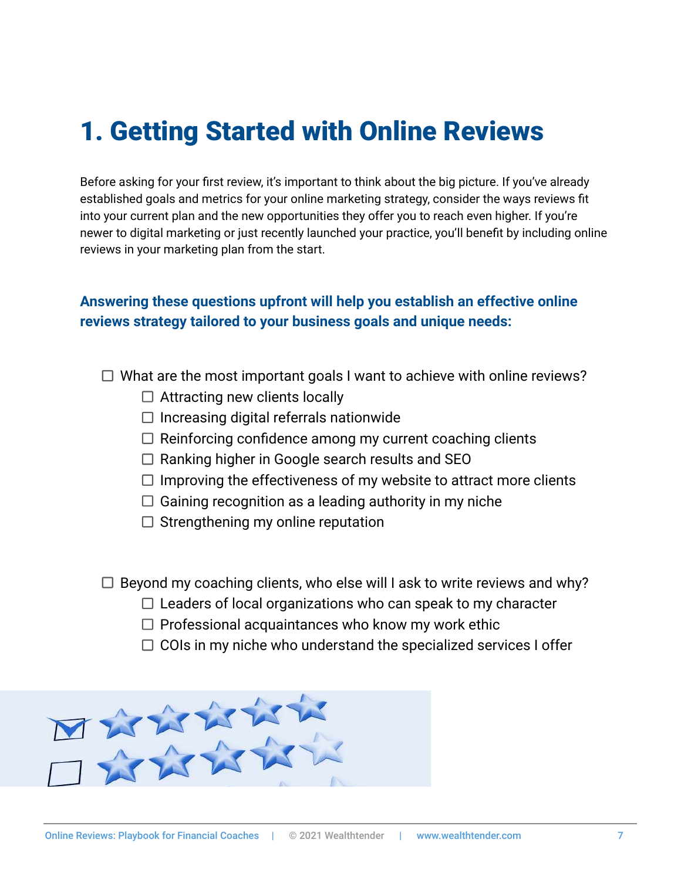# 1. Getting Started with Online Reviews

Before asking for your first review, it's important to think about the big picture. If you've already established goals and metrics for your online marketing strategy, consider the ways reviews fit into your current plan and the new opportunities they offer you to reach even higher. If you're newer to digital marketing or just recently launched your practice, you'll benefit by including online reviews in your marketing plan from the start.

**Answering these questions upfront will help you establish an effective online reviews strategy tailored to your business goals and unique needs:**

- ☐ What are the most important goals I want to achieve with online reviews?
  - ☐ Attracting new clients locally
  - ☐ Increasing digital referrals nationwide
  - ☐ Reinforcing confidence among my current coaching clients
  - ☐ Ranking higher in Google search results and SEO
  - ☐ Improving the effectiveness of my website to attract more clients
  - ☐ Gaining recognition as a leading authority in my niche
  - ☐ Strengthening my online reputation

- ☐ Beyond my coaching clients, who else will I ask to write reviews and why?
  - ☐ Leaders of local organizations who can speak to my character
  - ☐ Professional acquaintances who know my work ethic
  - ☐ COIs in my niche who understand the specialized services I offer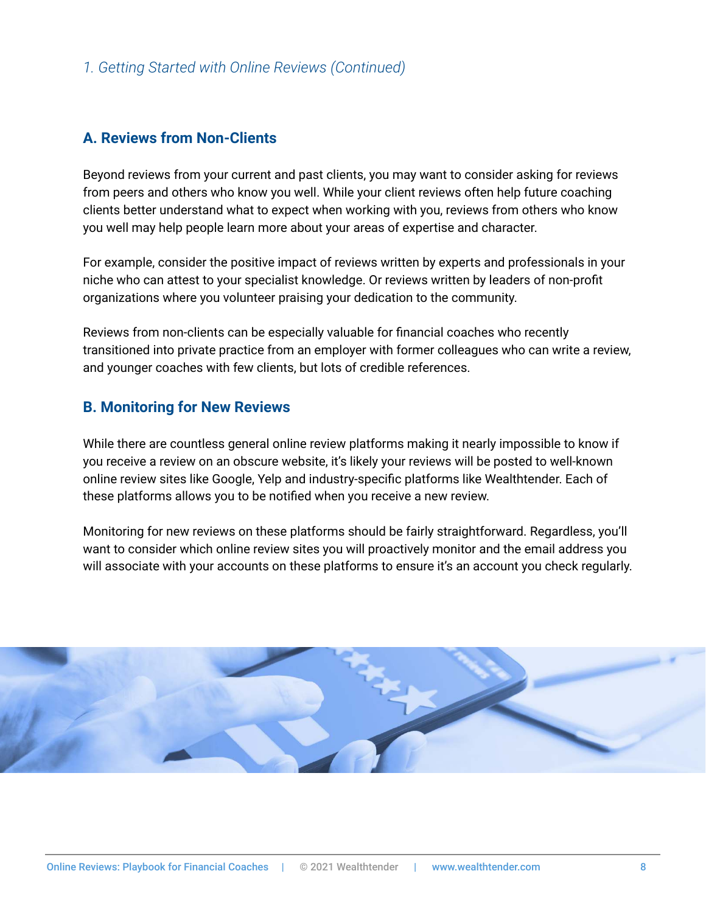*1. Getting Started with Online Reviews (Continued)*

## A. Reviews from Non-Clients

Beyond reviews from your current and past clients, you may want to consider asking for reviews from peers and others who know you well. While your client reviews often help future coaching clients better understand what to expect when working with you, reviews from others who know you well may help people learn more about your areas of expertise and character.

For example, consider the positive impact of reviews written by experts and professionals in your niche who can attest to your specialist knowledge. Or reviews written by leaders of non-profit organizations where you volunteer praising your dedication to the community.

Reviews from non-clients can be especially valuable for financial coaches who recently transitioned into private practice from an employer with former colleagues who can write a review, and younger coaches with few clients, but lots of credible references.

## B. Monitoring for New Reviews

While there are countless general online review platforms making it nearly impossible to know if you receive a review on an obscure website, it's likely your reviews will be posted to well-known online review sites like Google, Yelp and industry-specific platforms like Wealthtender. Each of these platforms allows you to be notified when you receive a new review.

Monitoring for new reviews on these platforms should be fairly straightforward. Regardless, you'll want to consider which online review sites you will proactively monitor and the email address you will associate with your accounts on these platforms to ensure it's an account you check regularly.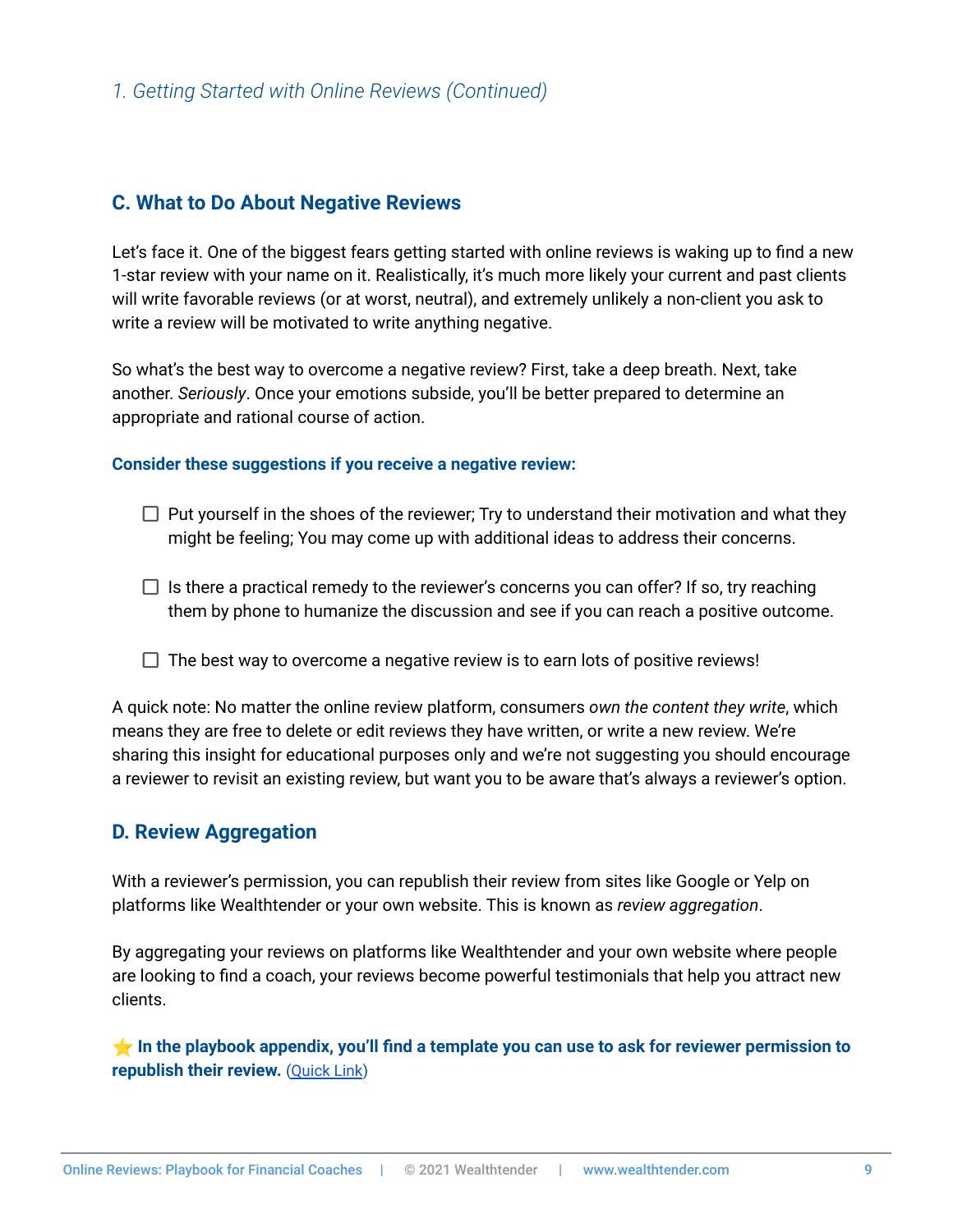*1. Getting Started with Online Reviews (Continued)*

## C. What to Do About Negative Reviews

Let's face it. One of the biggest fears getting started with online reviews is waking up to find a new 1-star review with your name on it. Realistically, it's much more likely your current and past clients will write favorable reviews (or at worst, neutral), and extremely unlikely a non-client you ask to write a review will be motivated to write anything negative.

So what's the best way to overcome a negative review? First, take a deep breath. Next, take another. *Seriously*. Once your emotions subside, you'll be better prepared to determine an appropriate and rational course of action.

**Consider these suggestions if you receive a negative review:**

- [ ] Put yourself in the shoes of the reviewer; Try to understand their motivation and what they might be feeling; You may come up with additional ideas to address their concerns.
- [ ] Is there a practical remedy to the reviewer's concerns you can offer? If so, try reaching them by phone to humanize the discussion and see if you can reach a positive outcome.
- [ ] The best way to overcome a negative review is to earn lots of positive reviews!

A quick note: No matter the online review platform, consumers *own the content they write*, which means they are free to delete or edit reviews they have written, or write a new review. We're sharing this insight for educational purposes only and we're not suggesting you should encourage a reviewer to revisit an existing review, but want you to be aware that's always a reviewer's option.

## D. Review Aggregation

With a reviewer's permission, you can republish their review from sites like Google or Yelp on platforms like Wealthtender or your own website. This is known as *review aggregation*.

By aggregating your reviews on platforms like Wealthtender and your own website where people are looking to find a coach, your reviews become powerful testimonials that help you attract new clients.

⭐ **In the playbook appendix, you'll find a template you can use to ask for reviewer permission to republish their review.** (Quick Link)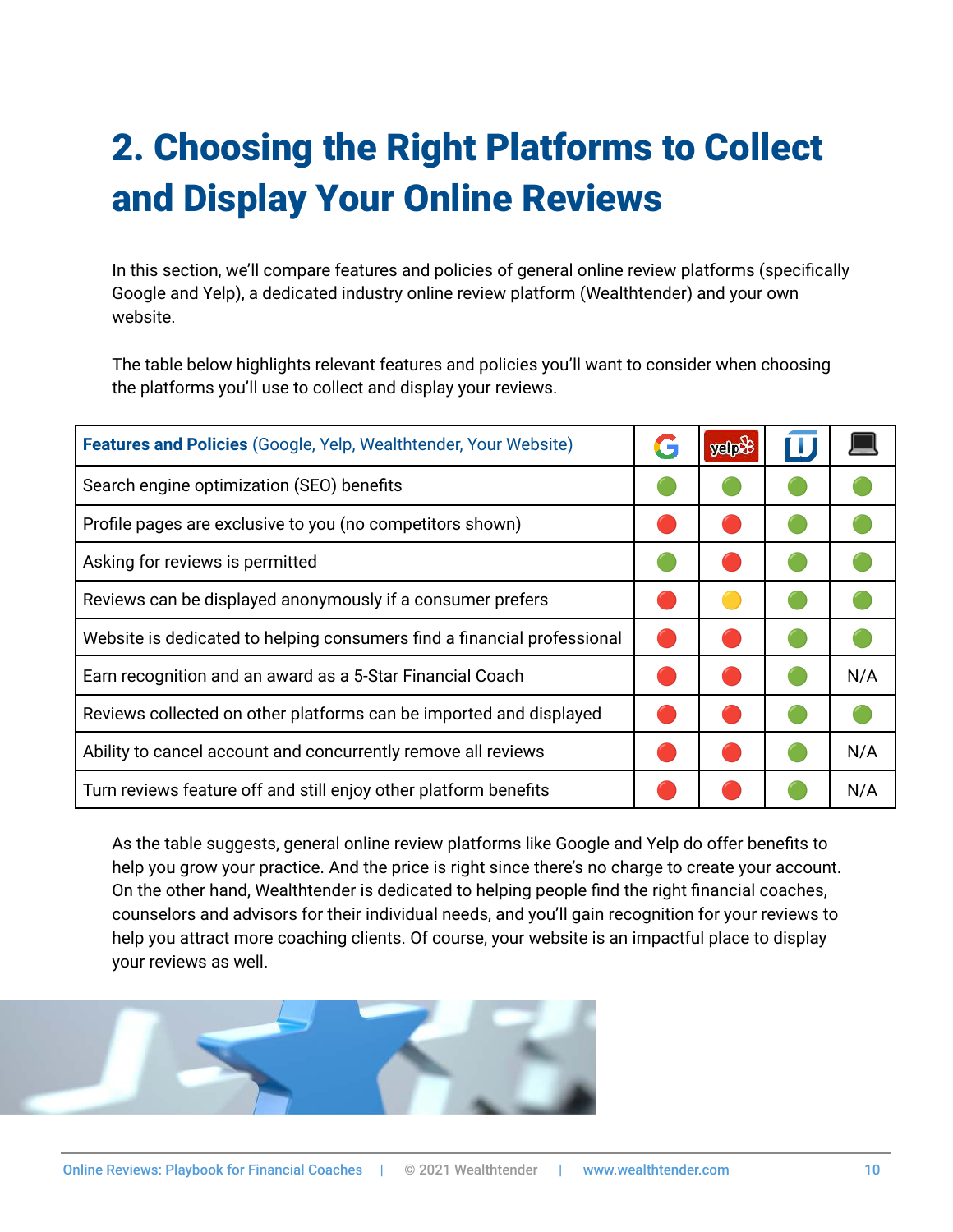# 2. Choosing the Right Platforms to Collect and Display Your Online Reviews

In this section, we'll compare features and policies of general online review platforms (specifically Google and Yelp), a dedicated industry online review platform (Wealthtender) and your own website.

The table below highlights relevant features and policies you'll want to consider when choosing the platforms you'll use to collect and display your reviews.

| **Features and Policies** (Google, Yelp, Wealthtender, Your Website) | Google | Yelp | Wealthtender | Your Website |
|---|---|---|---|---|
| Search engine optimization (SEO) benefits | 🟢 | 🟢 | 🟢 | 🟢 |
| Profile pages are exclusive to you (no competitors shown) | 🔴 | 🔴 | 🟢 | 🟢 |
| Asking for reviews is permitted | 🟢 | 🔴 | 🟢 | 🟢 |
| Reviews can be displayed anonymously if a consumer prefers | 🔴 | 🟡 | 🟢 | 🟢 |
| Website is dedicated to helping consumers find a financial professional | 🔴 | 🔴 | 🟢 | 🟢 |
| Earn recognition and an award as a 5-Star Financial Coach | 🔴 | 🔴 | 🟢 | N/A |
| Reviews collected on other platforms can be imported and displayed | 🔴 | 🔴 | 🟢 | 🟢 |
| Ability to cancel account and concurrently remove all reviews | 🔴 | 🔴 | 🟢 | N/A |
| Turn reviews feature off and still enjoy other platform benefits | 🔴 | 🔴 | 🟢 | N/A |

As the table suggests, general online review platforms like Google and Yelp do offer benefits to help you grow your practice. And the price is right since there's no charge to create your account. On the other hand, Wealthtender is dedicated to helping people find the right financial coaches, counselors and advisors for their individual needs, and you'll gain recognition for your reviews to help you attract more coaching clients. Of course, your website is an impactful place to display your reviews as well.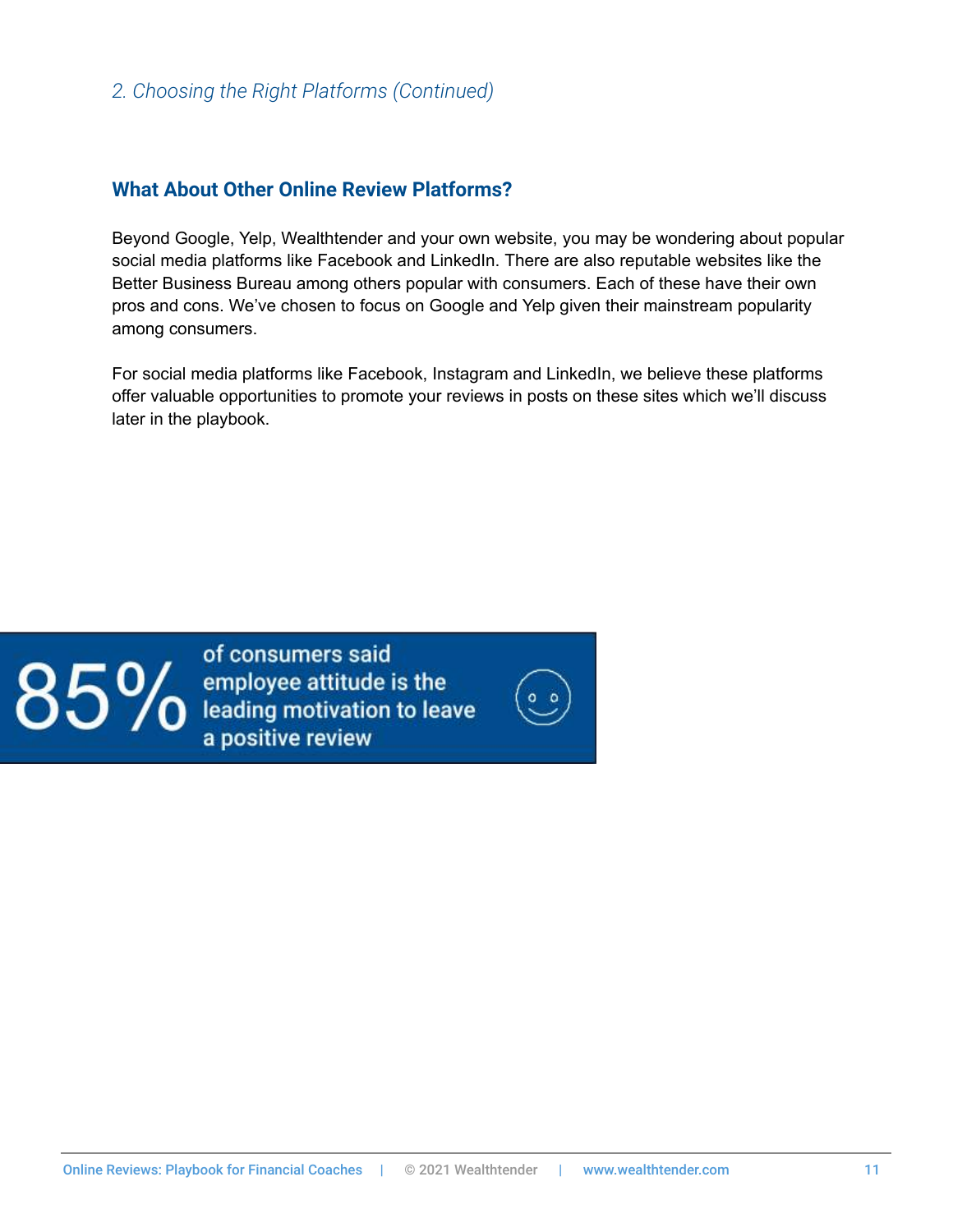*2. Choosing the Right Platforms (Continued)*

## What About Other Online Review Platforms?

Beyond Google, Yelp, Wealthtender and your own website, you may be wondering about popular social media platforms like Facebook and LinkedIn. There are also reputable websites like the Better Business Bureau among others popular with consumers. Each of these have their own pros and cons. We've chosen to focus on Google and Yelp given their mainstream popularity among consumers.

For social media platforms like Facebook, Instagram and LinkedIn, we believe these platforms offer valuable opportunities to promote your reviews in posts on these sites which we'll discuss later in the playbook.

**85%** of consumers said employee attitude is the leading motivation to leave a positive review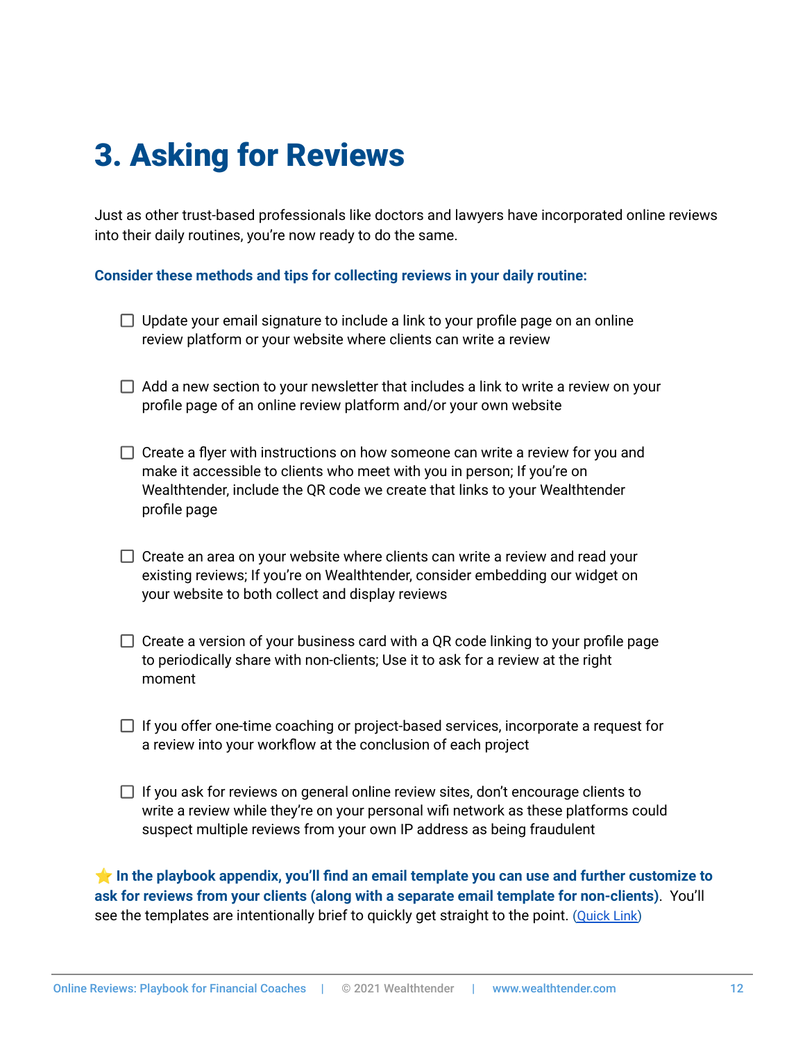# 3. Asking for Reviews

Just as other trust-based professionals like doctors and lawyers have incorporated online reviews into their daily routines, you're now ready to do the same.

**Consider these methods and tips for collecting reviews in your daily routine:**

- [ ] Update your email signature to include a link to your profile page on an online review platform or your website where clients can write a review
- [ ] Add a new section to your newsletter that includes a link to write a review on your profile page of an online review platform and/or your own website
- [ ] Create a flyer with instructions on how someone can write a review for you and make it accessible to clients who meet with you in person; If you're on Wealthtender, include the QR code we create that links to your Wealthtender profile page
- [ ] Create an area on your website where clients can write a review and read your existing reviews; If you're on Wealthtender, consider embedding our widget on your website to both collect and display reviews
- [ ] Create a version of your business card with a QR code linking to your profile page to periodically share with non-clients; Use it to ask for a review at the right moment
- [ ] If you offer one-time coaching or project-based services, incorporate a request for a review into your workflow at the conclusion of each project
- [ ] If you ask for reviews on general online review sites, don't encourage clients to write a review while they're on your personal wifi network as these platforms could suspect multiple reviews from your own IP address as being fraudulent

⭐ **In the playbook appendix, you'll find an email template you can use and further customize to ask for reviews from your clients (along with a separate email template for non-clients)**. You'll see the templates are intentionally brief to quickly get straight to the point. (Quick Link)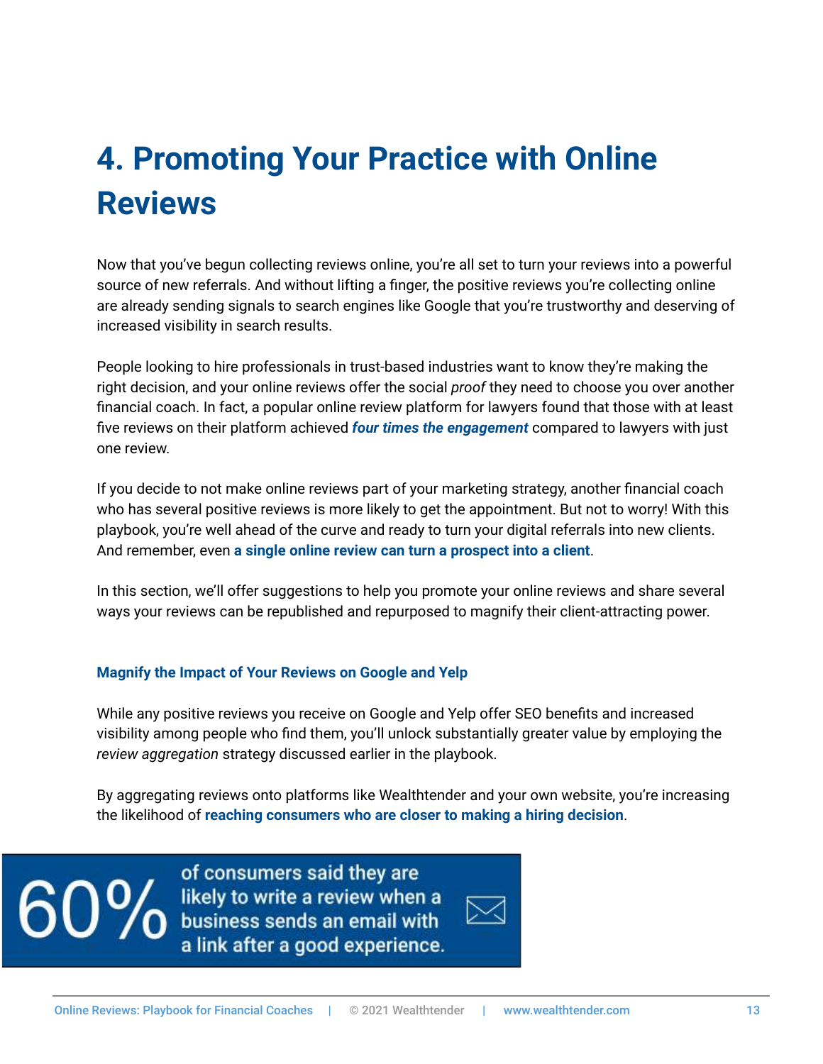# 4. Promoting Your Practice with Online Reviews

Now that you've begun collecting reviews online, you're all set to turn your reviews into a powerful source of new referrals. And without lifting a finger, the positive reviews you're collecting online are already sending signals to search engines like Google that you're trustworthy and deserving of increased visibility in search results.

People looking to hire professionals in trust-based industries want to know they're making the right decision, and your online reviews offer the social *proof* they need to choose you over another financial coach. In fact, a popular online review platform for lawyers found that those with at least five reviews on their platform achieved ***four times the engagement*** compared to lawyers with just one review.

If you decide to not make online reviews part of your marketing strategy, another financial coach who has several positive reviews is more likely to get the appointment. But not to worry! With this playbook, you're well ahead of the curve and ready to turn your digital referrals into new clients. And remember, even **a single online review can turn a prospect into a client**.

In this section, we'll offer suggestions to help you promote your online reviews and share several ways your reviews can be republished and repurposed to magnify their client-attracting power.

### Magnify the Impact of Your Reviews on Google and Yelp

While any positive reviews you receive on Google and Yelp offer SEO benefits and increased visibility among people who find them, you'll unlock substantially greater value by employing the *review aggregation* strategy discussed earlier in the playbook.

By aggregating reviews onto platforms like Wealthtender and your own website, you're increasing the likelihood of **reaching consumers who are closer to making a hiring decision**.

**60%** of consumers said they are likely to write a review when a business sends an email with a link after a good experience.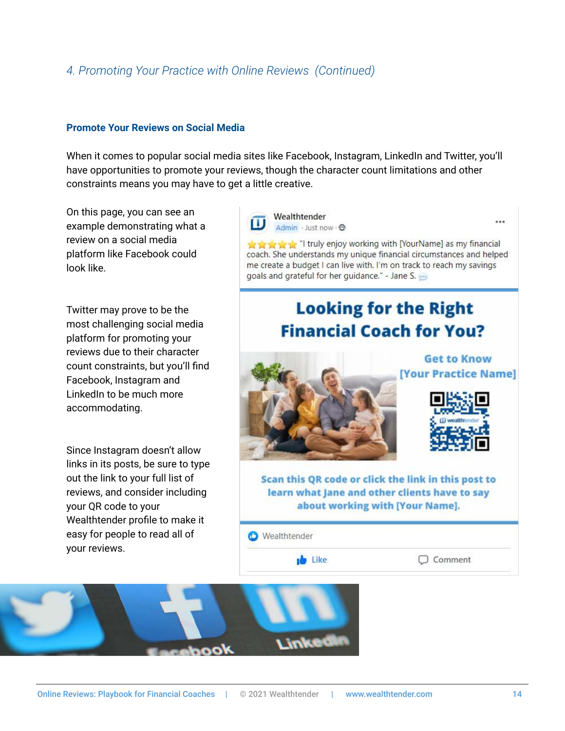*4. Promoting Your Practice with Online Reviews (Continued)*

### Promote Your Reviews on Social Media

When it comes to popular social media sites like Facebook, Instagram, LinkedIn and Twitter, you'll have opportunities to promote your reviews, though the character count limitations and other constraints means you may have to get a little creative.

On this page, you can see an example demonstrating what a review on a social media platform like Facebook could look like.

Twitter may prove to be the most challenging social media platform for promoting your reviews due to their character count constraints, but you'll find Facebook, Instagram and LinkedIn to be much more accommodating.

Since Instagram doesn't allow links in its posts, be sure to type out the link to your full list of reviews, and consider including your QR code to your Wealthtender profile to make it easy for people to read all of your reviews.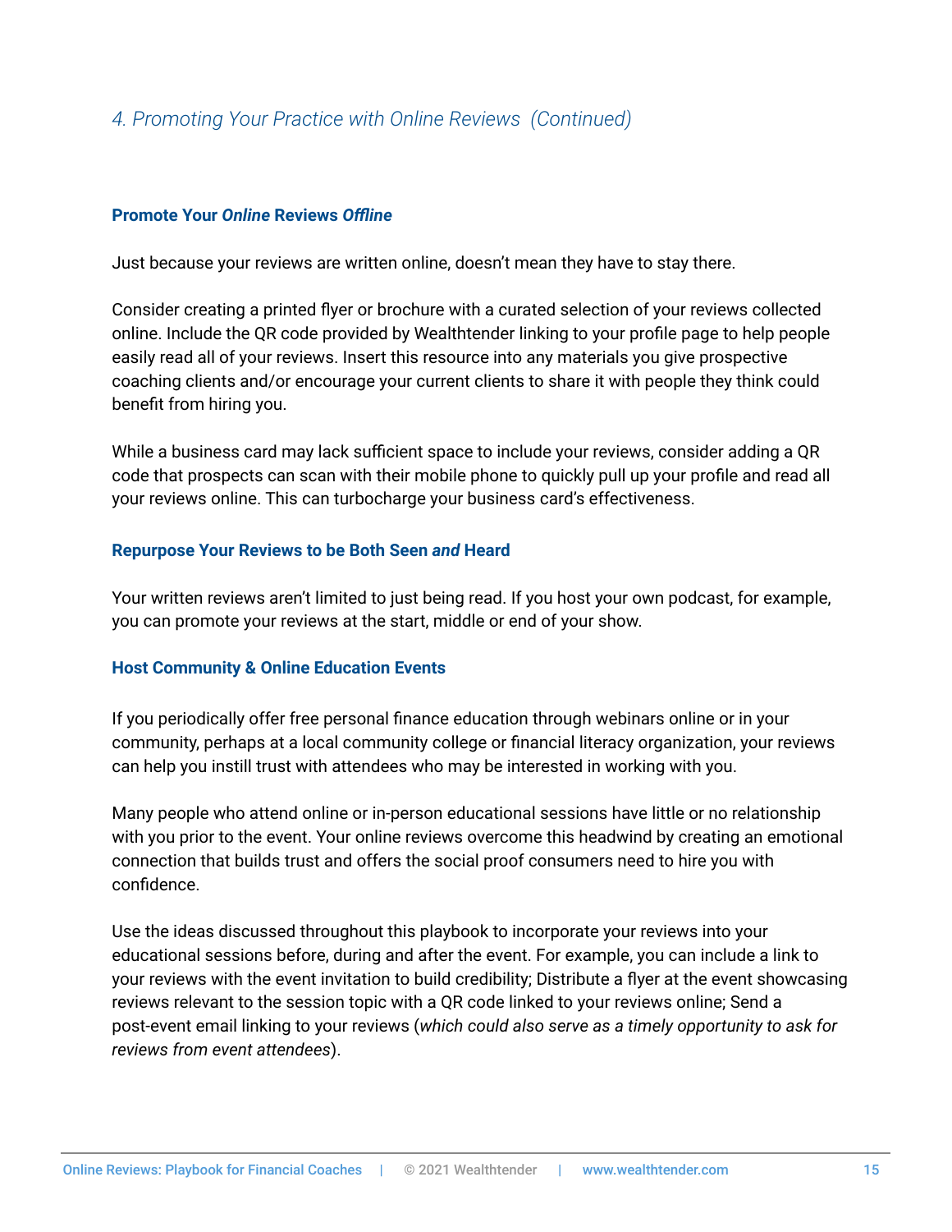## *4. Promoting Your Practice with Online Reviews (Continued)*

### **Promote Your *Online* Reviews *Offline***

Just because your reviews are written online, doesn't mean they have to stay there.

Consider creating a printed flyer or brochure with a curated selection of your reviews collected online. Include the QR code provided by Wealthtender linking to your profile page to help people easily read all of your reviews. Insert this resource into any materials you give prospective coaching clients and/or encourage your current clients to share it with people they think could benefit from hiring you.

While a business card may lack sufficient space to include your reviews, consider adding a QR code that prospects can scan with their mobile phone to quickly pull up your profile and read all your reviews online. This can turbocharge your business card's effectiveness.

### **Repurpose Your Reviews to be Both Seen *and* Heard**

Your written reviews aren't limited to just being read. If you host your own podcast, for example, you can promote your reviews at the start, middle or end of your show.

### **Host Community & Online Education Events**

If you periodically offer free personal finance education through webinars online or in your community, perhaps at a local community college or financial literacy organization, your reviews can help you instill trust with attendees who may be interested in working with you.

Many people who attend online or in-person educational sessions have little or no relationship with you prior to the event. Your online reviews overcome this headwind by creating an emotional connection that builds trust and offers the social proof consumers need to hire you with confidence.

Use the ideas discussed throughout this playbook to incorporate your reviews into your educational sessions before, during and after the event. For example, you can include a link to your reviews with the event invitation to build credibility; Distribute a flyer at the event showcasing reviews relevant to the session topic with a QR code linked to your reviews online; Send a post-event email linking to your reviews (*which could also serve as a timely opportunity to ask for reviews from event attendees*).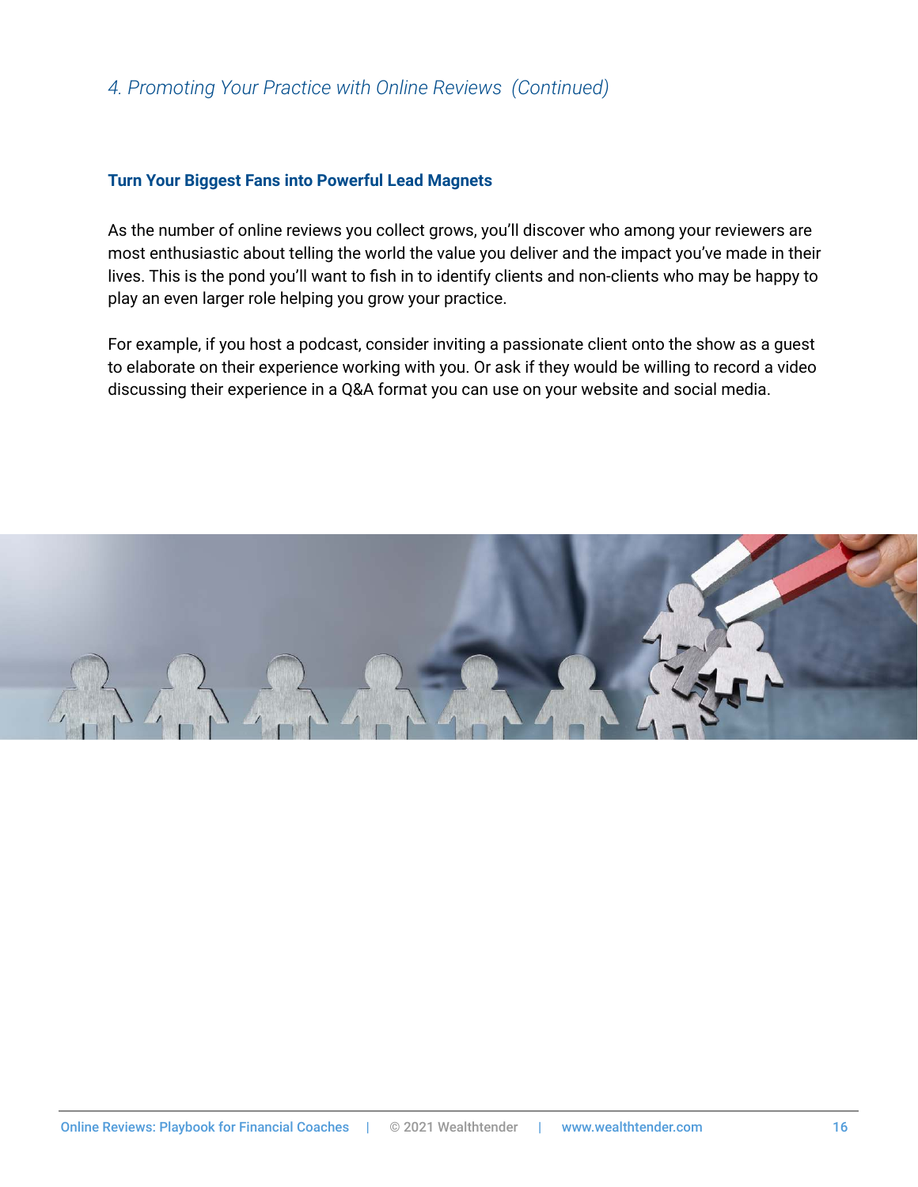*4. Promoting Your Practice with Online Reviews (Continued)*

### Turn Your Biggest Fans into Powerful Lead Magnets

As the number of online reviews you collect grows, you'll discover who among your reviewers are most enthusiastic about telling the world the value you deliver and the impact you've made in their lives. This is the pond you'll want to fish in to identify clients and non-clients who may be happy to play an even larger role helping you grow your practice.

For example, if you host a podcast, consider inviting a passionate client onto the show as a guest to elaborate on their experience working with you. Or ask if they would be willing to record a video discussing their experience in a Q&A format you can use on your website and social media.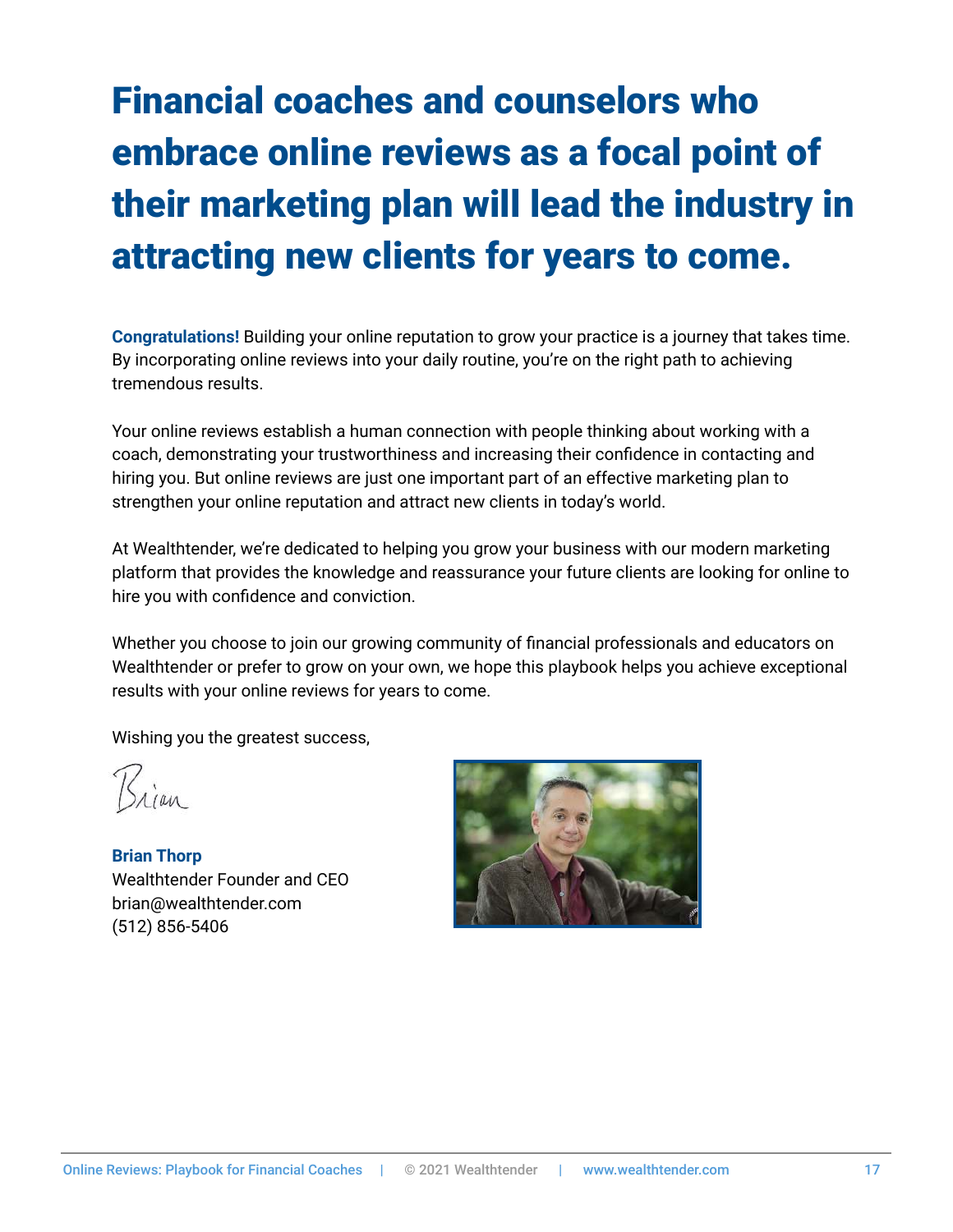# Financial coaches and counselors who embrace online reviews as a focal point of their marketing plan will lead the industry in attracting new clients for years to come.

**Congratulations!** Building your online reputation to grow your practice is a journey that takes time. By incorporating online reviews into your daily routine, you're on the right path to achieving tremendous results.

Your online reviews establish a human connection with people thinking about working with a coach, demonstrating your trustworthiness and increasing their confidence in contacting and hiring you. But online reviews are just one important part of an effective marketing plan to strengthen your online reputation and attract new clients in today's world.

At Wealthtender, we're dedicated to helping you grow your business with our modern marketing platform that provides the knowledge and reassurance your future clients are looking for online to hire you with confidence and conviction.

Whether you choose to join our growing community of financial professionals and educators on Wealthtender or prefer to grow on your own, we hope this playbook helps you achieve exceptional results with your online reviews for years to come.

Wishing you the greatest success,

Brian

**Brian Thorp**
Wealthtender Founder and CEO
brian@wealthtender.com
(512) 856-5406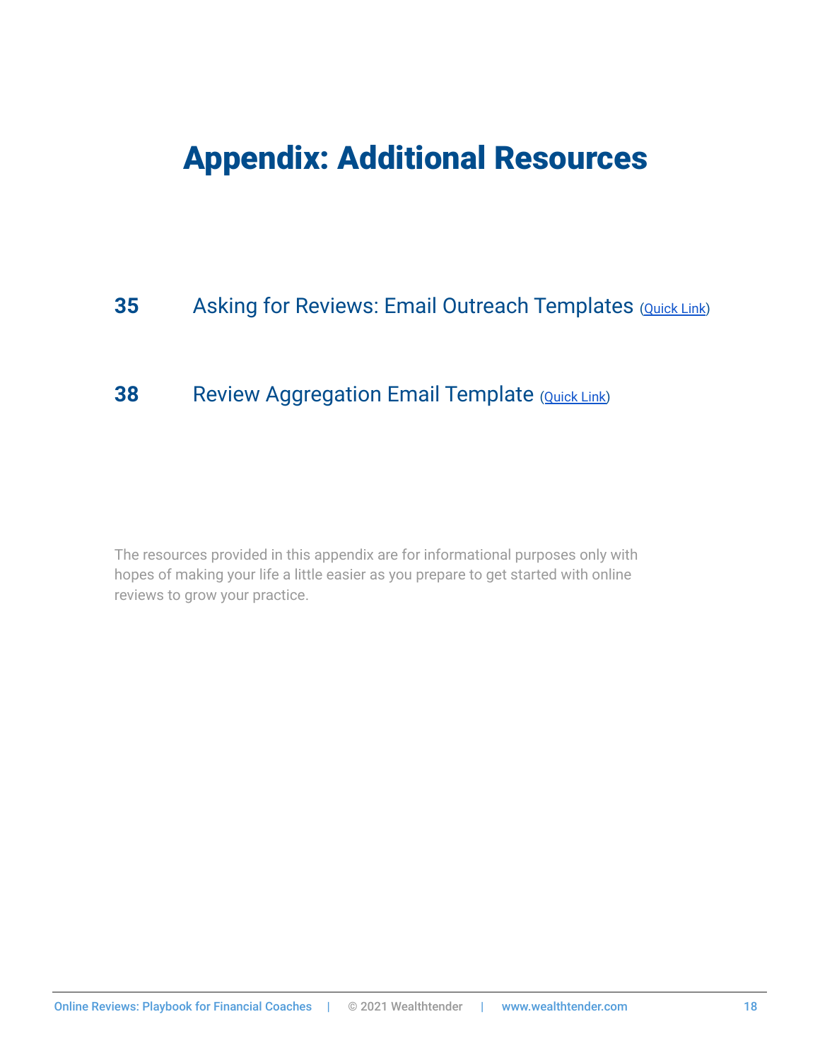# Appendix: Additional Resources

**35** Asking for Reviews: Email Outreach Templates (Quick Link)

**38** Review Aggregation Email Template (Quick Link)

The resources provided in this appendix are for informational purposes only with hopes of making your life a little easier as you prepare to get started with online reviews to grow your practice.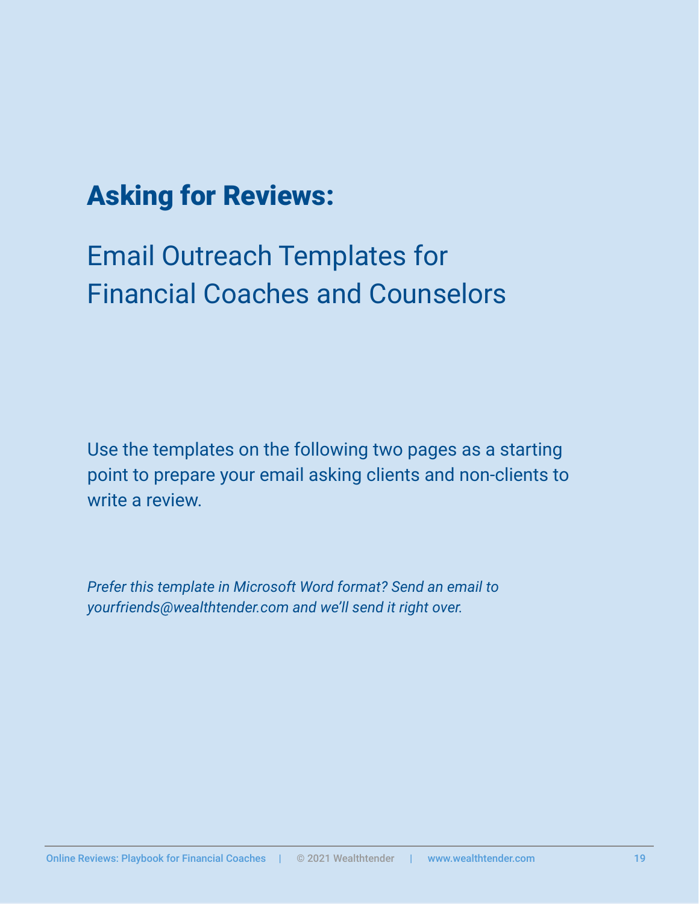# Asking for Reviews:

## Email Outreach Templates for Financial Coaches and Counselors

Use the templates on the following two pages as a starting point to prepare your email asking clients and non-clients to write a review.

*Prefer this template in Microsoft Word format? Send an email to yourfriends@wealthtender.com and we'll send it right over.*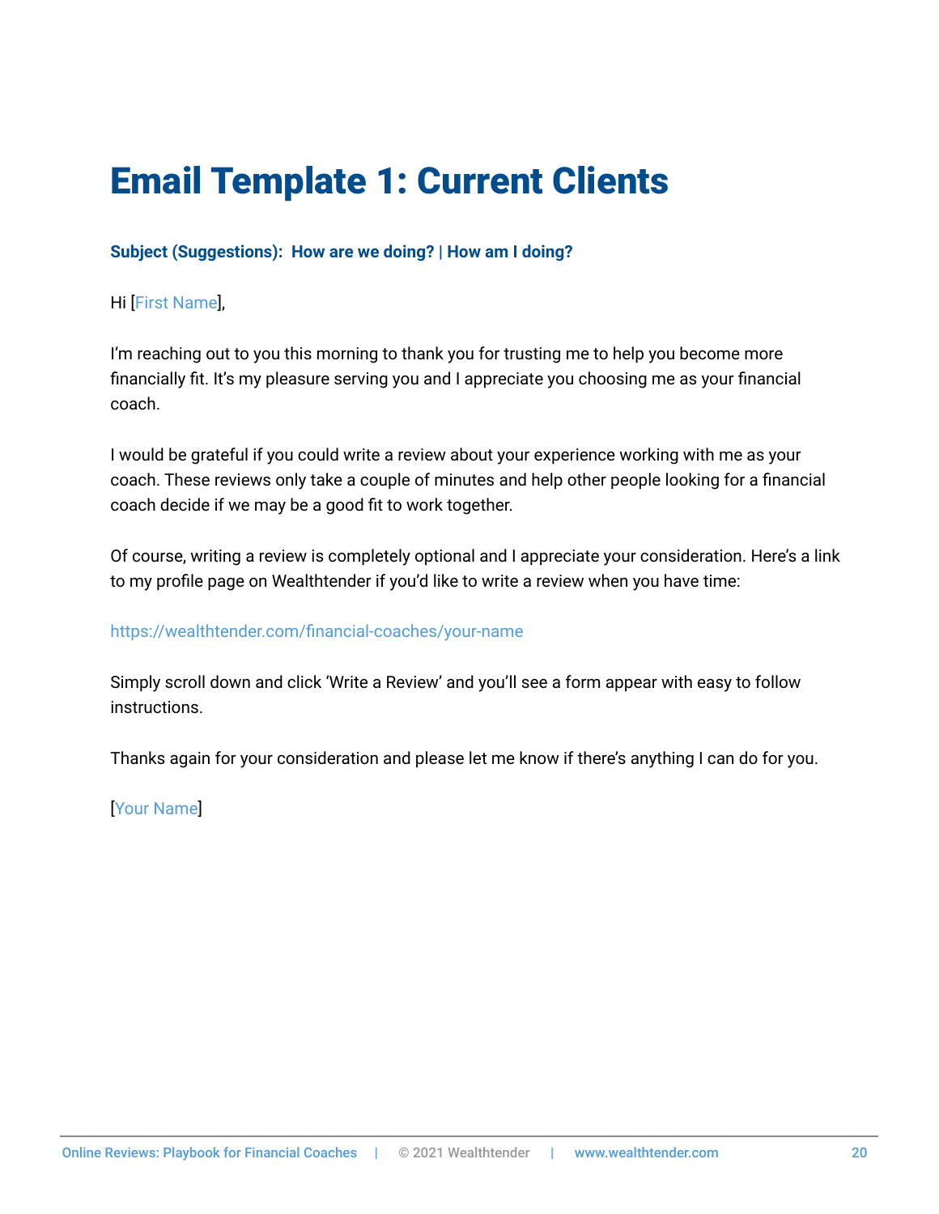# Email Template 1: Current Clients

**Subject (Suggestions): How are we doing? | How am I doing?**

Hi [First Name],

I'm reaching out to you this morning to thank you for trusting me to help you become more financially fit. It's my pleasure serving you and I appreciate you choosing me as your financial coach.

I would be grateful if you could write a review about your experience working with me as your coach. These reviews only take a couple of minutes and help other people looking for a financial coach decide if we may be a good fit to work together.

Of course, writing a review is completely optional and I appreciate your consideration. Here's a link to my profile page on Wealthtender if you'd like to write a review when you have time:

https://wealthtender.com/financial-coaches/your-name

Simply scroll down and click 'Write a Review' and you'll see a form appear with easy to follow instructions.

Thanks again for your consideration and please let me know if there's anything I can do for you.

[Your Name]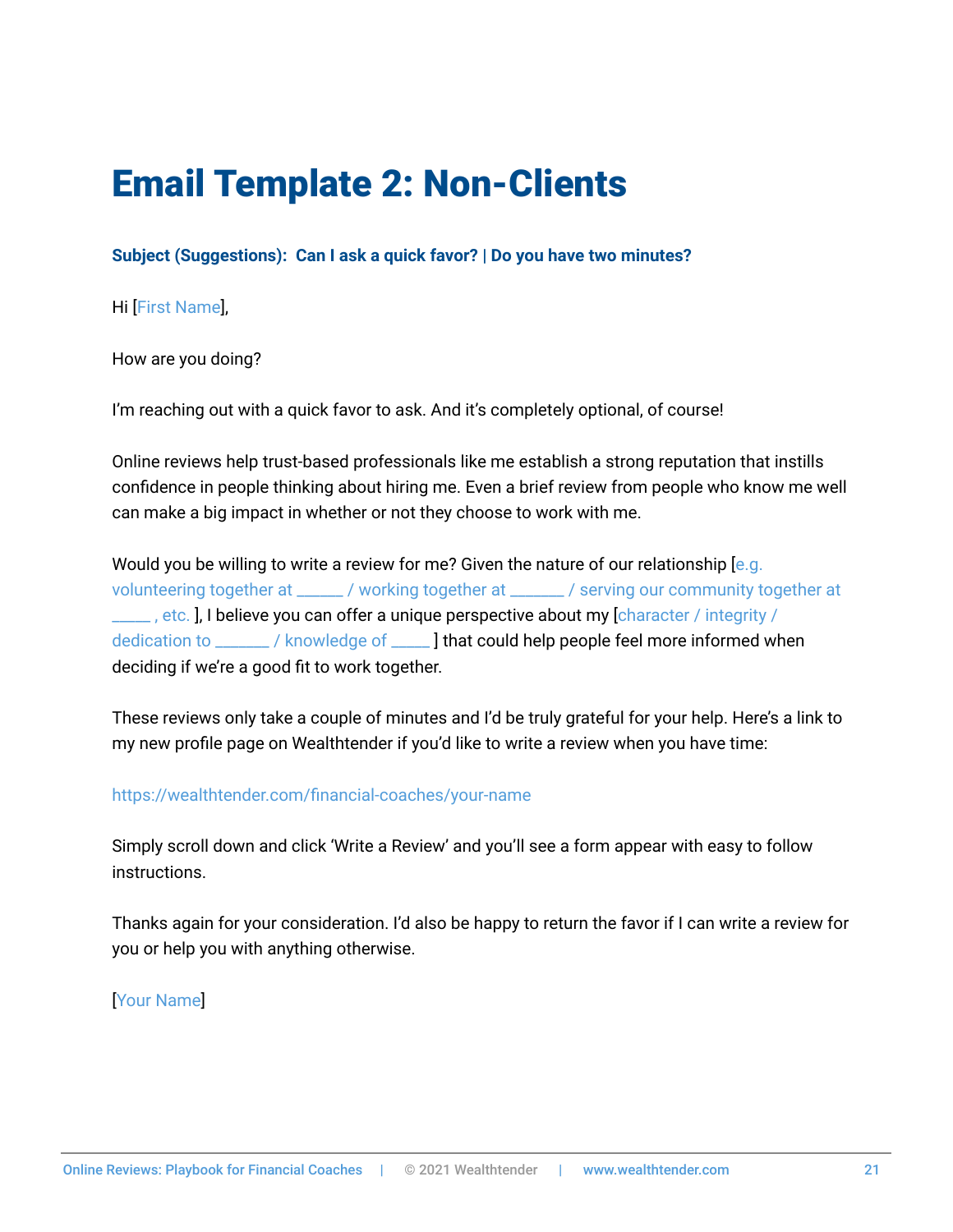# Email Template 2: Non-Clients

**Subject (Suggestions): Can I ask a quick favor? | Do you have two minutes?**

Hi [First Name],

How are you doing?

I'm reaching out with a quick favor to ask. And it's completely optional, of course!

Online reviews help trust-based professionals like me establish a strong reputation that instills confidence in people thinking about hiring me. Even a brief review from people who know me well can make a big impact in whether or not they choose to work with me.

Would you be willing to write a review for me? Given the nature of our relationship [e.g. volunteering together at ______ / working together at ______ / serving our community together at _____ , etc. ], I believe you can offer a unique perspective about my [character / integrity / dedication to _______ / knowledge of _____ ] that could help people feel more informed when deciding if we're a good fit to work together.

These reviews only take a couple of minutes and I'd be truly grateful for your help. Here's a link to my new profile page on Wealthtender if you'd like to write a review when you have time:

https://wealthtender.com/financial-coaches/your-name

Simply scroll down and click 'Write a Review' and you'll see a form appear with easy to follow instructions.

Thanks again for your consideration. I'd also be happy to return the favor if I can write a review for you or help you with anything otherwise.

[Your Name]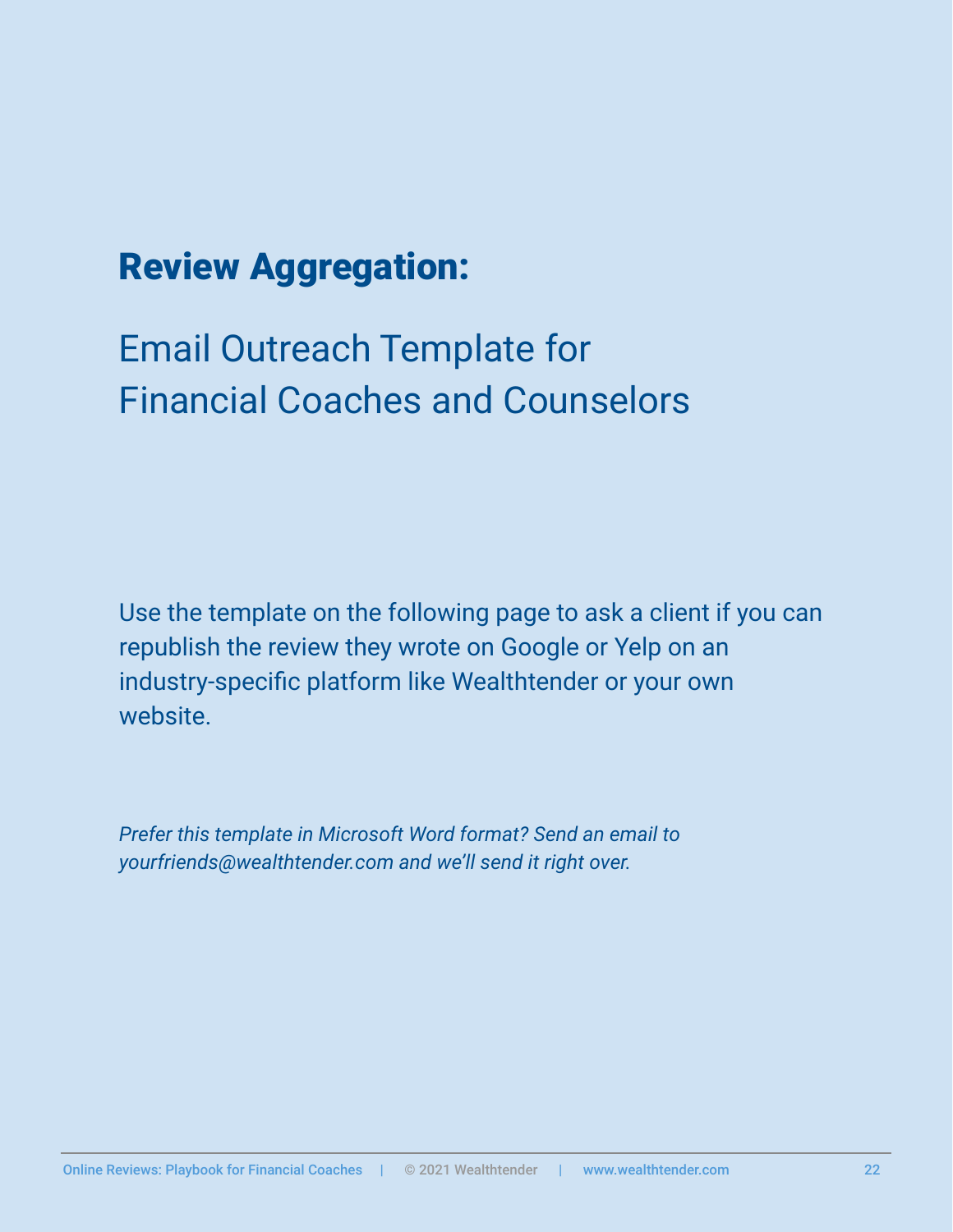# Review Aggregation:

## Email Outreach Template for Financial Coaches and Counselors

Use the template on the following page to ask a client if you can republish the review they wrote on Google or Yelp on an industry-specific platform like Wealthtender or your own website.

*Prefer this template in Microsoft Word format? Send an email to yourfriends@wealthtender.com and we'll send it right over.*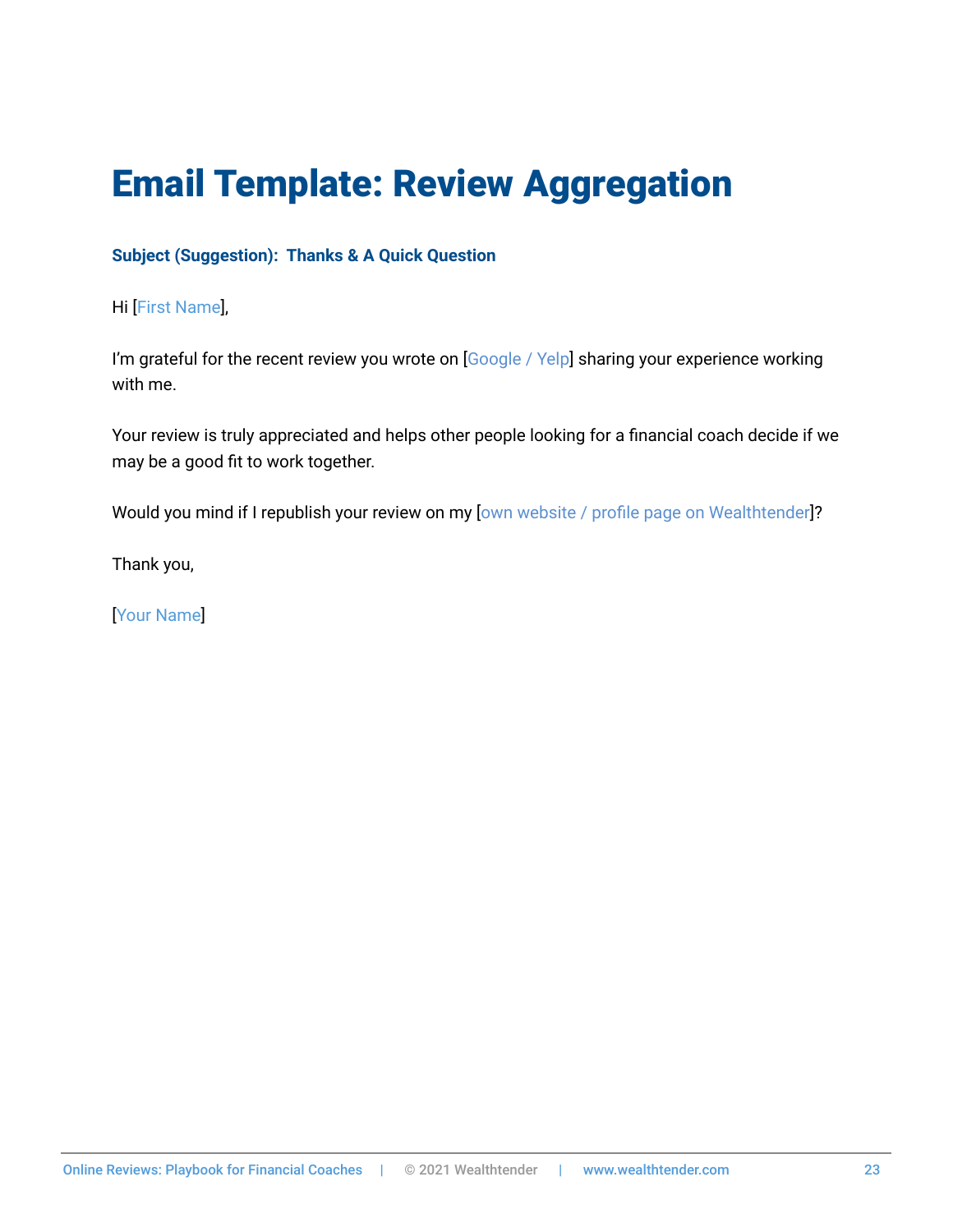# Email Template: Review Aggregation

**Subject (Suggestion): Thanks & A Quick Question**

Hi [First Name],

I'm grateful for the recent review you wrote on [Google / Yelp] sharing your experience working with me.

Your review is truly appreciated and helps other people looking for a financial coach decide if we may be a good fit to work together.

Would you mind if I republish your review on my [own website / profile page on Wealthtender]?

Thank you,

[Your Name]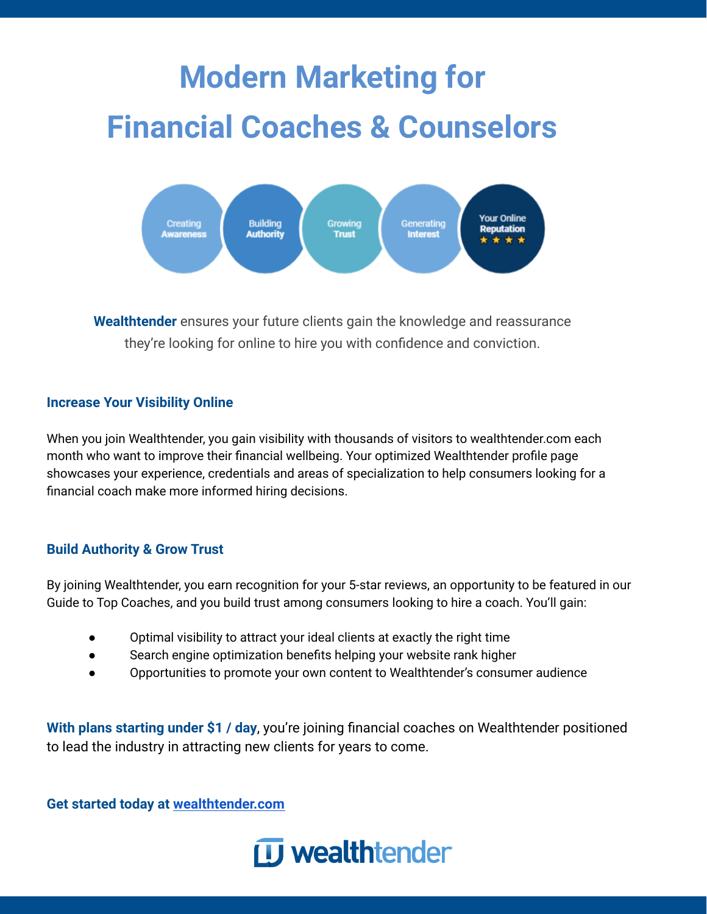# Modern Marketing for Financial Coaches & Counselors

Creating Awareness

Building Authority

Growing Trust

Generating Interest

Your Online Reputation

★ ★ ★ ★

**Wealthtender** ensures your future clients gain the knowledge and reassurance they're looking for online to hire you with confidence and conviction.

### Increase Your Visibility Online

When you join Wealthtender, you gain visibility with thousands of visitors to wealthtender.com each month who want to improve their financial wellbeing. Your optimized Wealthtender profile page showcases your experience, credentials and areas of specialization to help consumers looking for a financial coach make more informed hiring decisions.

### Build Authority & Grow Trust

By joining Wealthtender, you earn recognition for your 5-star reviews, an opportunity to be featured in our Guide to Top Coaches, and you build trust among consumers looking to hire a coach. You'll gain:

- Optimal visibility to attract your ideal clients at exactly the right time
- Search engine optimization benefits helping your website rank higher
- Opportunities to promote your own content to Wealthtender's consumer audience

**With plans starting under $1 / day**, you're joining financial coaches on Wealthtender positioned to lead the industry in attracting new clients for years to come.

**Get started today at [wealthtender.com](https://wealthtender.com)**

wealthtender